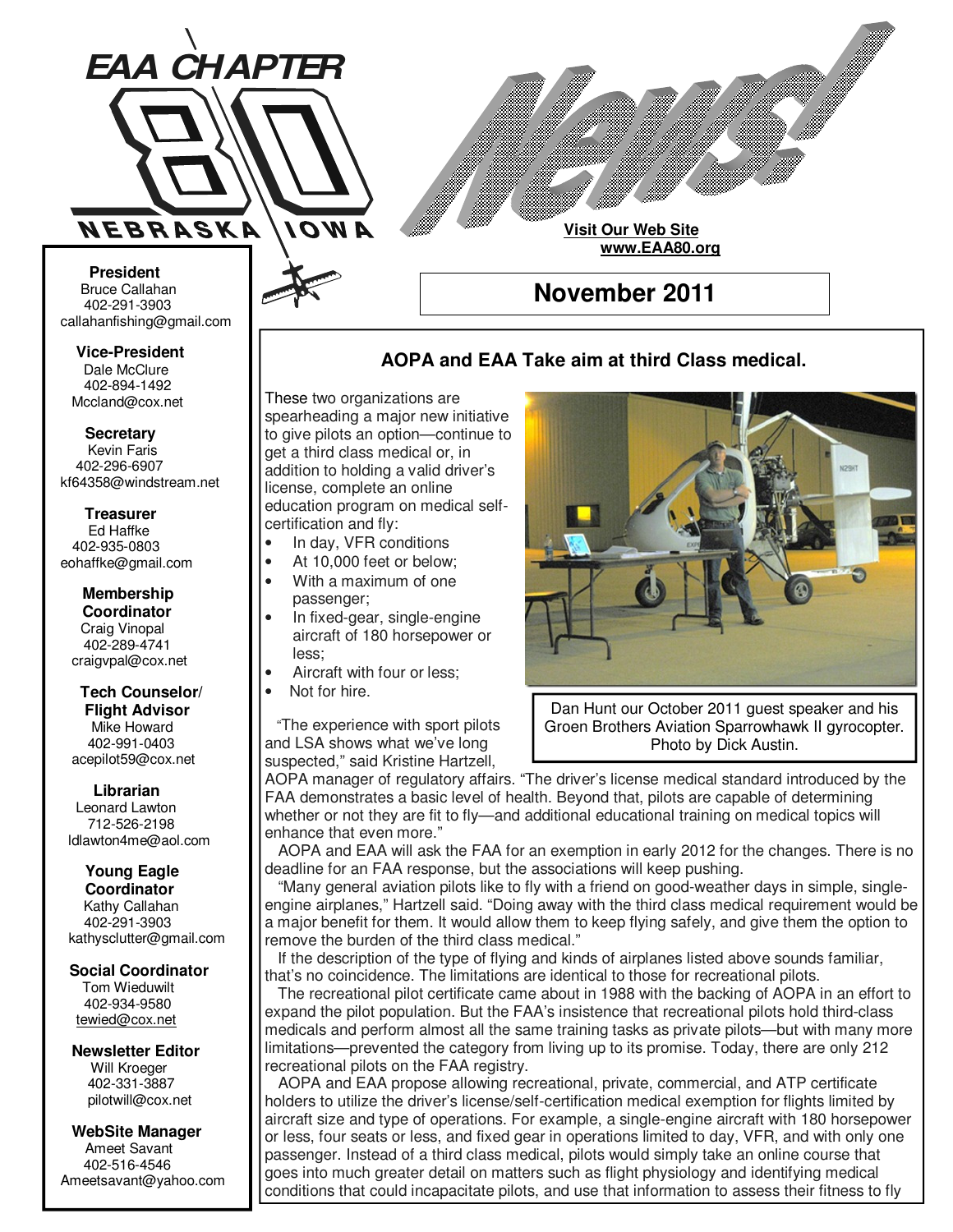# EAA CHAPTER 80 NEBRASKA IOWA

# News!

**Visit Our Web Site**
**www.EAA80.org**

## November 2011

**President**
Bruce Callahan
402-291-3903
callahanfishing@gmail.com

**Vice-President**
Dale McClure
402-894-1492
Mccland@cox.net

**Secretary**
Kevin Faris
402-296-6907
kf64358@windstream.net

**Treasurer**
Ed Haffke
402-935-0803
eohaffke@gmail.com

**Membership Coordinator**
Craig Vinopal
402-289-4741
craigvpal@cox.net

**Tech Counselor/ Flight Advisor**
Mike Howard
402-991-0403
acepilot59@cox.net

**Librarian**
Leonard Lawton
712-526-2198
ldlawton4me@aol.com

**Young Eagle Coordinator**
Kathy Callahan
402-291-3903
kathysclutter@gmail.com

**Social Coordinator**
Tom Wieduwilt
402-934-9580
tewied@cox.net

**Newsletter Editor**
Will Kroeger
402-331-3887
pilotwill@cox.net

**WebSite Manager**
Ameet Savant
402-516-4546
Ameetsavant@yahoo.com

### AOPA and EAA Take aim at third Class medical.

These two organizations are spearheading a major new initiative to give pilots an option—continue to get a third class medical or, in addition to holding a valid driver's license, complete an online education program on medical self-certification and fly:

- In day, VFR conditions
- At 10,000 feet or below;
- With a maximum of one passenger;
- In fixed-gear, single-engine aircraft of 180 horsepower or less;
- Aircraft with four or less;
- Not for hire.

Dan Hunt our October 2011 guest speaker and his Groen Brothers Aviation Sparrowhawk II gyrocopter. Photo by Dick Austin.

"The experience with sport pilots and LSA shows what we've long suspected," said Kristine Hartzell, AOPA manager of regulatory affairs. "The driver's license medical standard introduced by the FAA demonstrates a basic level of health. Beyond that, pilots are capable of determining whether or not they are fit to fly—and additional educational training on medical topics will enhance that even more."

AOPA and EAA will ask the FAA for an exemption in early 2012 for the changes. There is no deadline for an FAA response, but the associations will keep pushing.

"Many general aviation pilots like to fly with a friend on good-weather days in simple, single-engine airplanes," Hartzell said. "Doing away with the third class medical requirement would be a major benefit for them. It would allow them to keep flying safely, and give them the option to remove the burden of the third class medical."

If the description of the type of flying and kinds of airplanes listed above sounds familiar, that's no coincidence. The limitations are identical to those for recreational pilots.

The recreational pilot certificate came about in 1988 with the backing of AOPA in an effort to expand the pilot population. But the FAA's insistence that recreational pilots hold third-class medicals and perform almost all the same training tasks as private pilots—but with many more limitations—prevented the category from living up to its promise. Today, there are only 212 recreational pilots on the FAA registry.

AOPA and EAA propose allowing recreational, private, commercial, and ATP certificate holders to utilize the driver's license/self-certification medical exemption for flights limited by aircraft size and type of operations. For example, a single-engine aircraft with 180 horsepower or less, four seats or less, and fixed gear in operations limited to day, VFR, and with only one passenger. Instead of a third class medical, pilots would simply take an online course that goes into much greater detail on matters such as flight physiology and identifying medical conditions that could incapacitate pilots, and use that information to assess their fitness to fly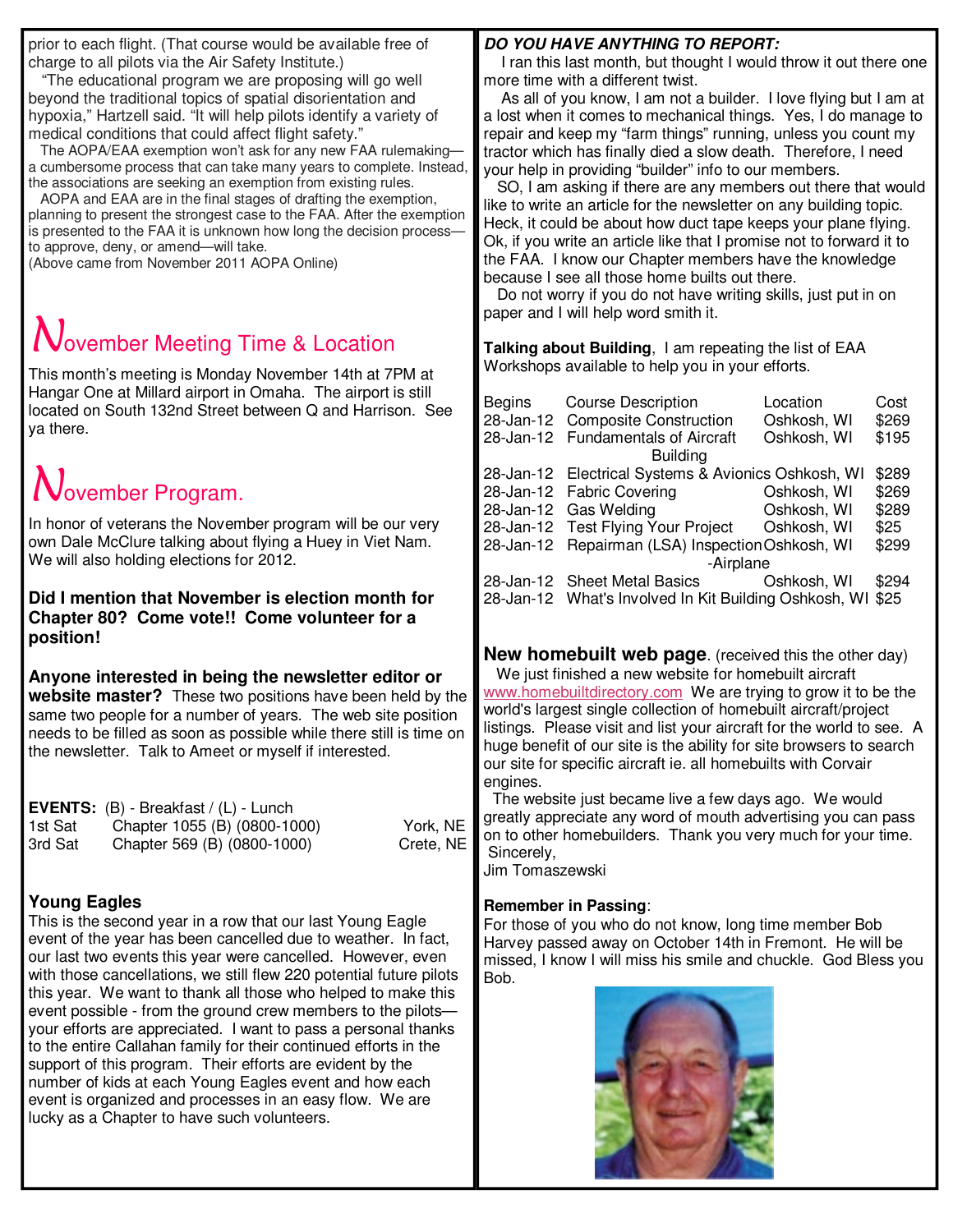prior to each flight. (That course would be available free of charge to all pilots via the Air Safety Institute.)

"The educational program we are proposing will go well beyond the traditional topics of spatial disorientation and hypoxia," Hartzell said. "It will help pilots identify a variety of medical conditions that could affect flight safety."

The AOPA/EAA exemption won't ask for any new FAA rulemaking—a cumbersome process that can take many years to complete. Instead, the associations are seeking an exemption from existing rules.

AOPA and EAA are in the final stages of drafting the exemption, planning to present the strongest case to the FAA. After the exemption is presented to the FAA it is unknown how long the decision process—to approve, deny, or amend—will take.

(Above came from November 2011 AOPA Online)

## November Meeting Time & Location

This month's meeting is Monday November 14th at 7PM at Hangar One at Millard airport in Omaha. The airport is still located on South 132nd Street between Q and Harrison. See ya there.

## November Program.

In honor of veterans the November program will be our very own Dale McClure talking about flying a Huey in Viet Nam. We will also holding elections for 2012.

**Did I mention that November is election month for Chapter 80? Come vote!! Come volunteer for a position!**

**Anyone interested in being the newsletter editor or website master?** These two positions have been held by the same two people for a number of years. The web site position needs to be filled as soon as possible while there still is time on the newsletter. Talk to Ameet or myself if interested.

**EVENTS:** (B) - Breakfast / (L) - Lunch

| | | |
|---|---|---|
| 1st Sat | Chapter 1055 (B) (0800-1000) | York, NE |
| 3rd Sat | Chapter 569 (B) (0800-1000) | Crete, NE |

### Young Eagles

This is the second year in a row that our last Young Eagle event of the year has been cancelled due to weather. In fact, our last two events this year were cancelled. However, even with those cancellations, we still flew 220 potential future pilots this year. We want to thank all those who helped to make this event possible - from the ground crew members to the pilots—your efforts are appreciated. I want to pass a personal thanks to the entire Callahan family for their continued efforts in the support of this program. Their efforts are evident by the number of kids at each Young Eagles event and how each event is organized and processes in an easy flow. We are lucky as a Chapter to have such volunteers.

***DO YOU HAVE ANYTHING TO REPORT:***

I ran this last month, but thought I would throw it out there one more time with a different twist.

As all of you know, I am not a builder. I love flying but I am at a lost when it comes to mechanical things. Yes, I do manage to repair and keep my "farm things" running, unless you count my tractor which has finally died a slow death. Therefore, I need your help in providing "builder" info to our members.

SO, I am asking if there are any members out there that would like to write an article for the newsletter on any building topic. Heck, it could be about how duct tape keeps your plane flying. Ok, if you write an article like that I promise not to forward it to the FAA. I know our Chapter members have the knowledge because I see all those home builts out there.

Do not worry if you do not have writing skills, just put in on paper and I will help word smith it.

**Talking about Building**, I am repeating the list of EAA Workshops available to help you in your efforts.

| Begins | Course Description | Location | Cost |
|---|---|---|---|
| 28-Jan-12 | Composite Construction | Oshkosh, WI | $269 |
| 28-Jan-12 | Fundamentals of Aircraft Building | Oshkosh, WI | $195 |
| 28-Jan-12 | Electrical Systems & Avionics | Oshkosh, WI | $289 |
| 28-Jan-12 | Fabric Covering | Oshkosh, WI | $269 |
| 28-Jan-12 | Gas Welding | Oshkosh, WI | $289 |
| 28-Jan-12 | Test Flying Your Project | Oshkosh, WI | $25 |
| 28-Jan-12 | Repairman (LSA) Inspection -Airplane | Oshkosh, WI | $299 |
| 28-Jan-12 | Sheet Metal Basics | Oshkosh, WI | $294 |
| 28-Jan-12 | What's Involved In Kit Building | Oshkosh, WI | $25 |

**New homebuilt web page**. (received this the other day)

We just finished a new website for homebuilt aircraft www.homebuiltdirectory.com We are trying to grow it to be the world's largest single collection of homebuilt aircraft/project listings. Please visit and list your aircraft for the world to see. A huge benefit of our site is the ability for site browsers to search our site for specific aircraft ie. all homebuilts with Corvair engines.

The website just became live a few days ago. We would greatly appreciate any word of mouth advertising you can pass on to other homebuilders. Thank you very much for your time.

Sincerely,
Jim Tomaszewski

**Remember in Passing**:

For those of you who do not know, long time member Bob Harvey passed away on October 14th in Fremont. He will be missed, I know I will miss his smile and chuckle. God Bless you Bob.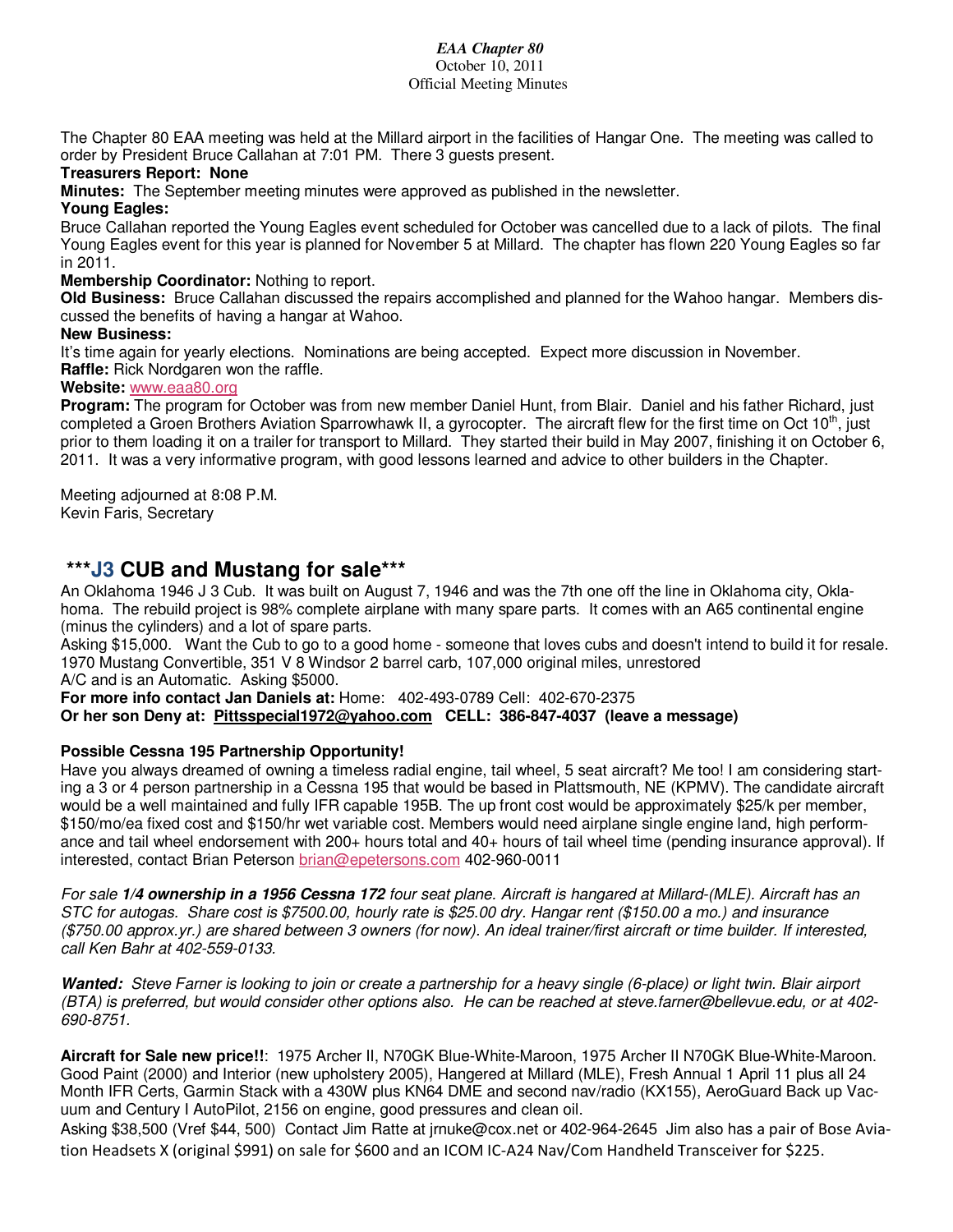*EAA Chapter 80*
October 10, 2011
Official Meeting Minutes

The Chapter 80 EAA meeting was held at the Millard airport in the facilities of Hangar One. The meeting was called to order by President Bruce Callahan at 7:01 PM. There 3 guests present.

**Treasurers Report: None**

**Minutes:** The September meeting minutes were approved as published in the newsletter.

**Young Eagles:**

Bruce Callahan reported the Young Eagles event scheduled for October was cancelled due to a lack of pilots. The final Young Eagles event for this year is planned for November 5 at Millard. The chapter has flown 220 Young Eagles so far in 2011.

**Membership Coordinator:** Nothing to report.

**Old Business:** Bruce Callahan discussed the repairs accomplished and planned for the Wahoo hangar. Members discussed the benefits of having a hangar at Wahoo.

**New Business:**

It's time again for yearly elections. Nominations are being accepted. Expect more discussion in November.

**Raffle:** Rick Nordgaren won the raffle.

**Website:** www.eaa80.org

**Program:** The program for October was from new member Daniel Hunt, from Blair. Daniel and his father Richard, just completed a Groen Brothers Aviation Sparrowhawk II, a gyrocopter. The aircraft flew for the first time on Oct 10th, just prior to them loading it on a trailer for transport to Millard. They started their build in May 2007, finishing it on October 6, 2011. It was a very informative program, with good lessons learned and advice to other builders in the Chapter.

Meeting adjourned at 8:08 P.M.
Kevin Faris, Secretary

## ***J3 CUB and Mustang for sale***

An Oklahoma 1946 J 3 Cub. It was built on August 7, 1946 and was the 7th one off the line in Oklahoma city, Oklahoma. The rebuild project is 98% complete airplane with many spare parts. It comes with an A65 continental engine (minus the cylinders) and a lot of spare parts.

Asking $15,000. Want the Cub to go to a good home - someone that loves cubs and doesn't intend to build it for resale.
1970 Mustang Convertible, 351 V 8 Windsor 2 barrel carb, 107,000 original miles, unrestored
A/C and is an Automatic. Asking $5000.

**For more info contact Jan Daniels at:** Home: 402-493-0789 Cell: 402-670-2375
**Or her son Deny at: Pittsspecial1972@yahoo.com CELL: 386-847-4037 (leave a message)**

**Possible Cessna 195 Partnership Opportunity!**

Have you always dreamed of owning a timeless radial engine, tail wheel, 5 seat aircraft? Me too! I am considering starting a 3 or 4 person partnership in a Cessna 195 that would be based in Plattsmouth, NE (KPMV). The candidate aircraft would be a well maintained and fully IFR capable 195B. The up front cost would be approximately $25/k per member, $150/mo/ea fixed cost and $150/hr wet variable cost. Members would need airplane single engine land, high performance and tail wheel endorsement with 200+ hours total and 40+ hours of tail wheel time (pending insurance approval). If interested, contact Brian Peterson brian@epetersons.com 402-960-0011

*For sale **1/4 ownership in a 1956 Cessna 172** four seat plane. Aircraft is hangared at Millard-(MLE). Aircraft has an STC for autogas. Share cost is $7500.00, hourly rate is $25.00 dry. Hangar rent ($150.00 a mo.) and insurance ($750.00 approx.yr.) are shared between 3 owners (for now). An ideal trainer/first aircraft or time builder. If interested, call Ken Bahr at 402-559-0133.*

***Wanted:** Steve Farner is looking to join or create a partnership for a heavy single (6-place) or light twin. Blair airport (BTA) is preferred, but would consider other options also. He can be reached at steve.farner@bellevue.edu, or at 402-690-8751.*

**Aircraft for Sale new price!!**: 1975 Archer II, N70GK Blue-White-Maroon, 1975 Archer II N70GK Blue-White-Maroon. Good Paint (2000) and Interior (new upholstery 2005), Hangered at Millard (MLE), Fresh Annual 1 April 11 plus all 24 Month IFR Certs, Garmin Stack with a 430W plus KN64 DME and second nav/radio (KX155), AeroGuard Back up Vacuum and Century I AutoPilot, 2156 on engine, good pressures and clean oil.

Asking $38,500 (Vref $44, 500) Contact Jim Ratte at jrnuke@cox.net or 402-964-2645 Jim also has a pair of Bose Aviation Headsets X (original $991) on sale for $600 and an ICOM IC-A24 Nav/Com Handheld Transceiver for $225.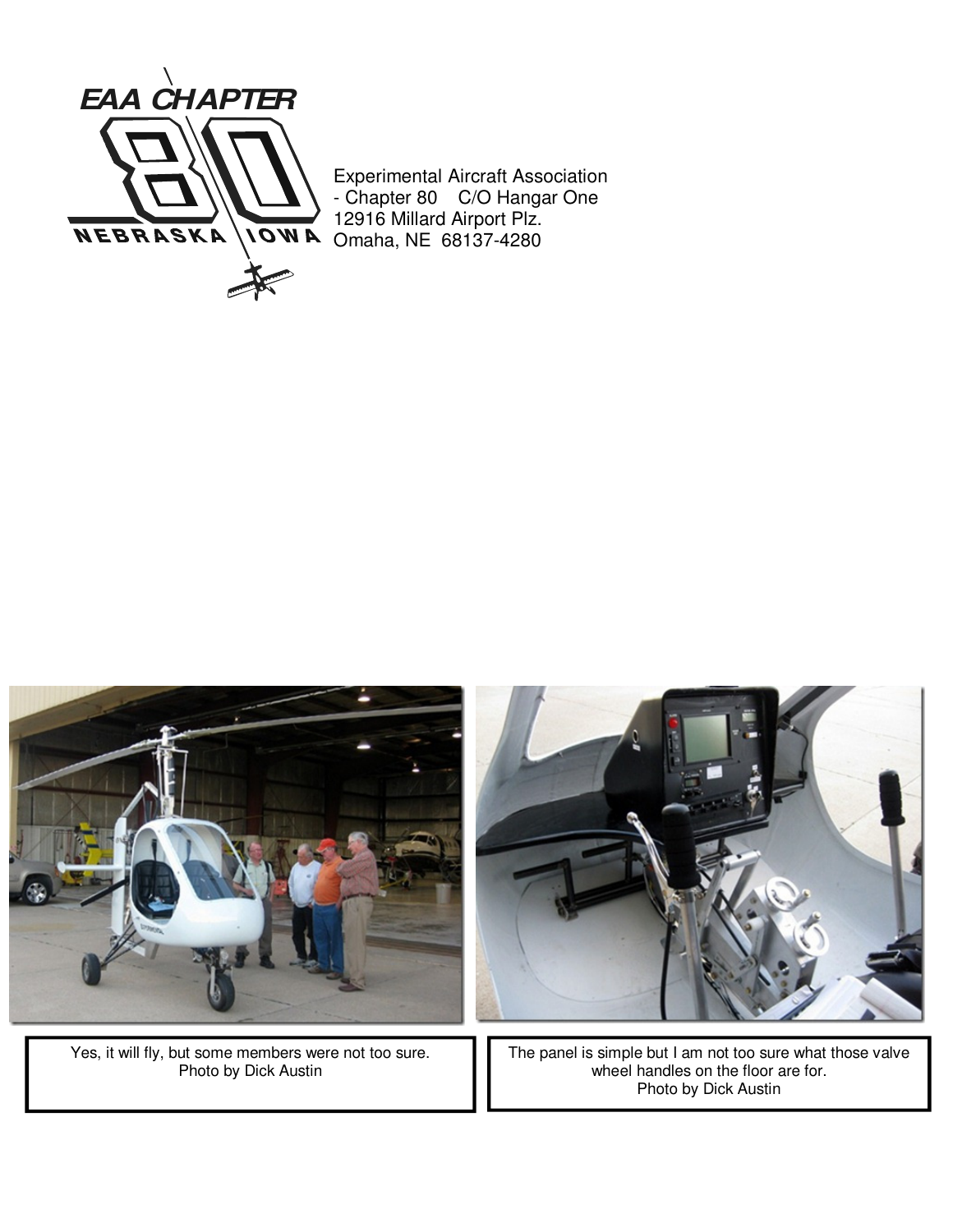Experimental Aircraft Association
- Chapter 80 C/O Hangar One
12916 Millard Airport Plz.
Omaha, NE 68137-4280

Yes, it will fly, but some members were not too sure.
Photo by Dick Austin

The panel is simple but I am not too sure what those valve wheel handles on the floor are for.
Photo by Dick Austin